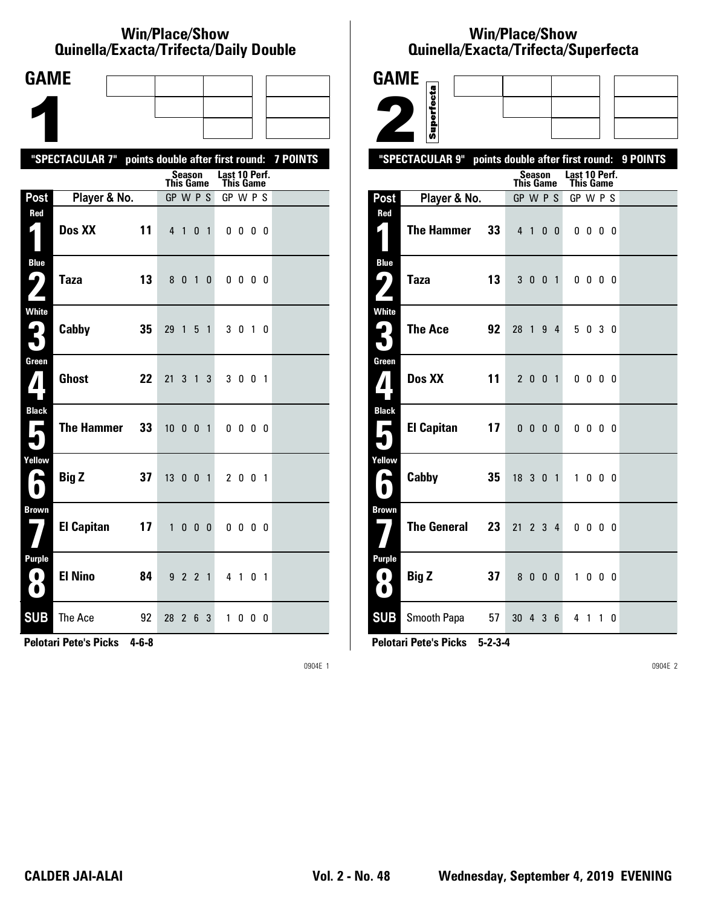## Win/Place/Show
## Quinella/Exacta/Trifecta/Daily Double

# GAME 1

**"SPECTACULAR 7" points double after first round: 7 POINTS**

| Post | Player & No. | | Season This Game GP W P S | Last 10 Perf. This Game GP W P S |
|---|---|---|---|---|
| Red 1 | Dos XX | 11 | 4 1 0 1 | 0 0 0 0 |
| Blue 2 | Taza | 13 | 8 0 1 0 | 0 0 0 0 |
| White 3 | Cabby | 35 | 29 1 5 1 | 3 0 1 0 |
| Green 4 | Ghost | 22 | 21 3 1 3 | 3 0 0 1 |
| Black 5 | The Hammer | 33 | 10 0 0 1 | 0 0 0 0 |
| Yellow 6 | Big Z | 37 | 13 0 0 1 | 2 0 0 1 |
| Brown 7 | El Capitan | 17 | 1 0 0 0 | 0 0 0 0 |
| Purple 8 | El Nino | 84 | 9 2 2 1 | 4 1 0 1 |
| SUB | The Ace | 92 | 28 2 6 3 | 1 0 0 0 |

**Pelotari Pete's Picks 4-6-8**

0904E 1

## Win/Place/Show
## Quinella/Exacta/Trifecta/Superfecta

# GAME 2

Superfecta

**"SPECTACULAR 9" points double after first round: 9 POINTS**

| Post | Player & No. | | Season This Game GP W P S | Last 10 Perf. This Game GP W P S |
|---|---|---|---|---|
| Red 1 | The Hammer | 33 | 4 1 0 0 | 0 0 0 0 |
| Blue 2 | Taza | 13 | 3 0 0 1 | 0 0 0 0 |
| White 3 | The Ace | 92 | 28 1 9 4 | 5 0 3 0 |
| Green 4 | Dos XX | 11 | 2 0 0 1 | 0 0 0 0 |
| Black 5 | El Capitan | 17 | 0 0 0 0 | 0 0 0 0 |
| Yellow 6 | Cabby | 35 | 18 3 0 1 | 1 0 0 0 |
| Brown 7 | The General | 23 | 21 2 3 4 | 0 0 0 0 |
| Purple 8 | Big Z | 37 | 8 0 0 0 | 1 0 0 0 |
| SUB | Smooth Papa | 57 | 30 4 3 6 | 4 1 1 0 |

**Pelotari Pete's Picks 5-2-3-4**

0904E 2

CALDER JAI-ALAI Vol. 2 - No. 48 Wednesday, September 4, 2019 EVENING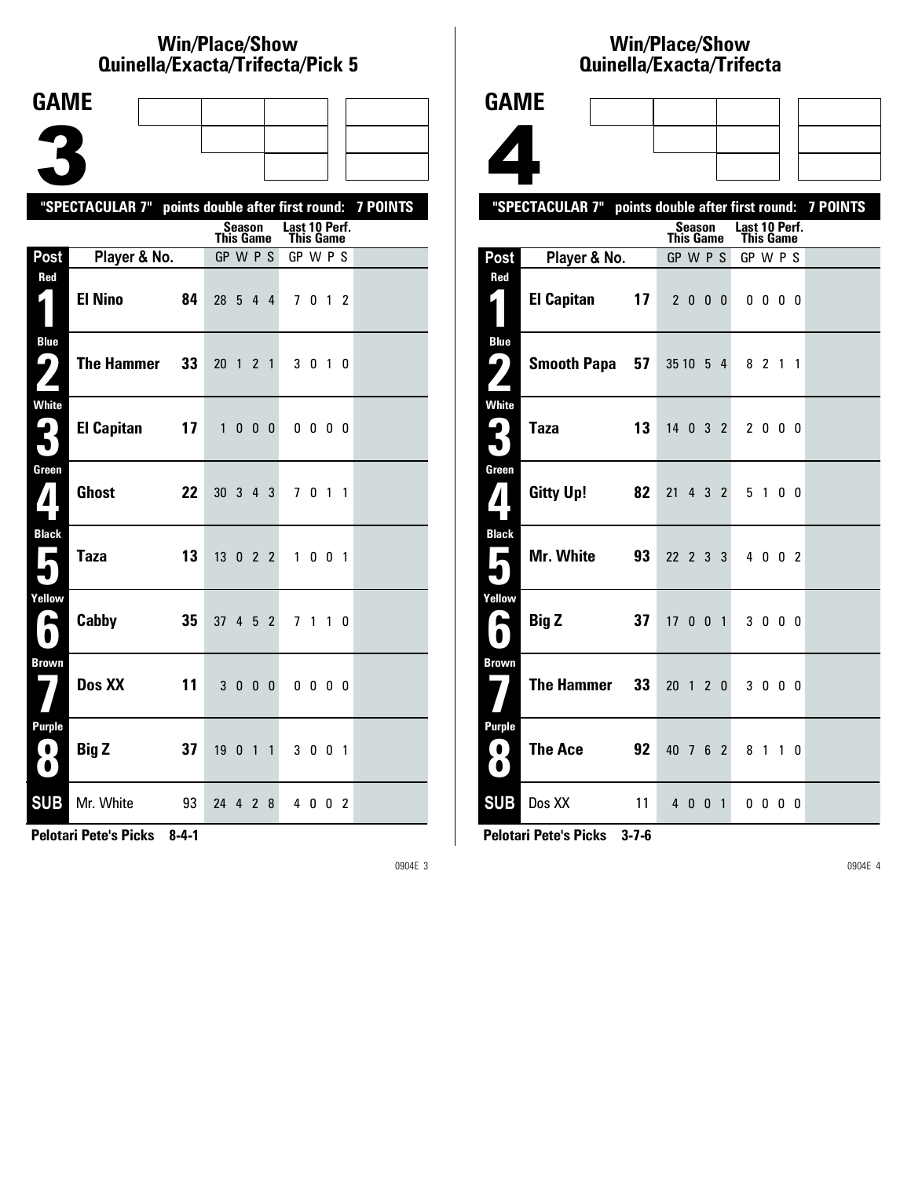## Win/Place/Show
## Quinella/Exacta/Trifecta/Pick 5

# GAME 3

**"SPECTACULAR 7" points double after first round: 7 POINTS**

| Post | Player & No. | | Season This Game GP | W | P | S | Last 10 Perf. This Game GP | W | P | S |
|---|---|---|---|---|---|---|---|---|---|---|
| Red 1 | El Nino | 84 | 28 | 5 | 4 | 4 | 7 | 0 | 1 | 2 |
| Blue 2 | The Hammer | 33 | 20 | 1 | 2 | 1 | 3 | 0 | 1 | 0 |
| White 3 | El Capitan | 17 | 1 | 0 | 0 | 0 | 0 | 0 | 0 | 0 |
| Green 4 | Ghost | 22 | 30 | 3 | 4 | 3 | 7 | 0 | 1 | 1 |
| Black 5 | Taza | 13 | 13 | 0 | 2 | 2 | 1 | 0 | 0 | 1 |
| Yellow 6 | Cabby | 35 | 37 | 4 | 5 | 2 | 7 | 1 | 1 | 0 |
| Brown 7 | Dos XX | 11 | 3 | 0 | 0 | 0 | 0 | 0 | 0 | 0 |
| Purple 8 | Big Z | 37 | 19 | 0 | 1 | 1 | 3 | 0 | 0 | 1 |
| SUB | Mr. White | 93 | 24 | 4 | 2 | 8 | 4 | 0 | 0 | 2 |

**Pelotari Pete's Picks 8-4-1**

0904E 3

## Win/Place/Show
## Quinella/Exacta/Trifecta

# GAME 4

**"SPECTACULAR 7" points double after first round: 7 POINTS**

| Post | Player & No. | | Season This Game GP | W | P | S | Last 10 Perf. This Game GP | W | P | S |
|---|---|---|---|---|---|---|---|---|---|---|
| Red 1 | El Capitan | 17 | 2 | 0 | 0 | 0 | 0 | 0 | 0 | 0 |
| Blue 2 | Smooth Papa | 57 | 35 | 10 | 5 | 4 | 8 | 2 | 1 | 1 |
| White 3 | Taza | 13 | 14 | 0 | 3 | 2 | 2 | 0 | 0 | 0 |
| Green 4 | Gitty Up! | 82 | 21 | 4 | 3 | 2 | 5 | 1 | 0 | 0 |
| Black 5 | Mr. White | 93 | 22 | 2 | 3 | 3 | 4 | 0 | 0 | 2 |
| Yellow 6 | Big Z | 37 | 17 | 0 | 0 | 1 | 3 | 0 | 0 | 0 |
| Brown 7 | The Hammer | 33 | 20 | 1 | 2 | 0 | 3 | 0 | 0 | 0 |
| Purple 8 | The Ace | 92 | 40 | 7 | 6 | 2 | 8 | 1 | 1 | 0 |
| SUB | Dos XX | 11 | 4 | 0 | 0 | 1 | 0 | 0 | 0 | 0 |

**Pelotari Pete's Picks 3-7-6**

0904E 4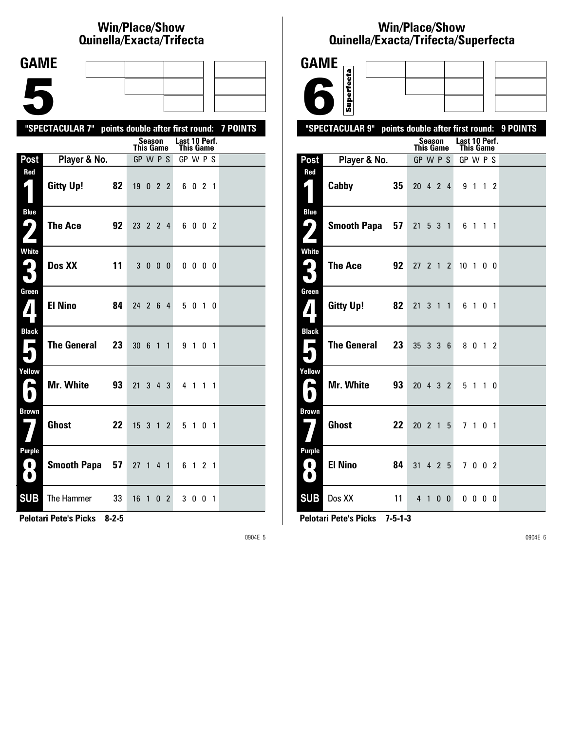## Win/Place/Show
## Quinella/Exacta/Trifecta

# GAME 5

**"SPECTACULAR 7" points double after first round: 7 POINTS**

| Post | Player & No. | | Season This Game GP | W | P | S | Last 10 Perf. This Game GP | W | P | S |
|---|---|---|---|---|---|---|---|---|---|---|
| Red 1 | **Gitty Up!** | **82** | 19 | 0 | 2 | 2 | 6 | 0 | 2 | 1 |
| Blue 2 | **The Ace** | **92** | 23 | 2 | 2 | 4 | 6 | 0 | 0 | 2 |
| White 3 | **Dos XX** | **11** | 3 | 0 | 0 | 0 | 0 | 0 | 0 | 0 |
| Green 4 | **El Nino** | **84** | 24 | 2 | 6 | 4 | 5 | 0 | 1 | 0 |
| Black 5 | **The General** | **23** | 30 | 6 | 1 | 1 | 9 | 1 | 0 | 1 |
| Yellow 6 | **Mr. White** | **93** | 21 | 3 | 4 | 3 | 4 | 1 | 1 | 1 |
| Brown 7 | **Ghost** | **22** | 15 | 3 | 1 | 2 | 5 | 1 | 0 | 1 |
| Purple 8 | **Smooth Papa** | **57** | 27 | 1 | 4 | 1 | 6 | 1 | 2 | 1 |
| SUB | The Hammer | 33 | 16 | 1 | 0 | 2 | 3 | 0 | 0 | 1 |

**Pelotari Pete's Picks 8-2-5**

0904E 5

## Win/Place/Show
## Quinella/Exacta/Trifecta/Superfecta

# GAME 6

Superfecta

**"SPECTACULAR 9" points double after first round: 9 POINTS**

| Post | Player & No. | | Season This Game GP | W | P | S | Last 10 Perf. This Game GP | W | P | S |
|---|---|---|---|---|---|---|---|---|---|---|
| Red 1 | **Cabby** | **35** | 20 | 4 | 2 | 4 | 9 | 1 | 1 | 2 |
| Blue 2 | **Smooth Papa** | **57** | 21 | 5 | 3 | 1 | 6 | 1 | 1 | 1 |
| White 3 | **The Ace** | **92** | 27 | 2 | 1 | 2 | 10 | 1 | 0 | 0 |
| Green 4 | **Gitty Up!** | **82** | 21 | 3 | 1 | 1 | 6 | 1 | 0 | 1 |
| Black 5 | **The General** | **23** | 35 | 3 | 3 | 6 | 8 | 0 | 1 | 2 |
| Yellow 6 | **Mr. White** | **93** | 20 | 4 | 3 | 2 | 5 | 1 | 1 | 0 |
| Brown 7 | **Ghost** | **22** | 20 | 2 | 1 | 5 | 7 | 1 | 0 | 1 |
| Purple 8 | **El Nino** | **84** | 31 | 4 | 2 | 5 | 7 | 0 | 0 | 2 |
| SUB | Dos XX | 11 | 4 | 1 | 0 | 0 | 0 | 0 | 0 | 0 |

**Pelotari Pete's Picks 7-5-1-3**

0904E 6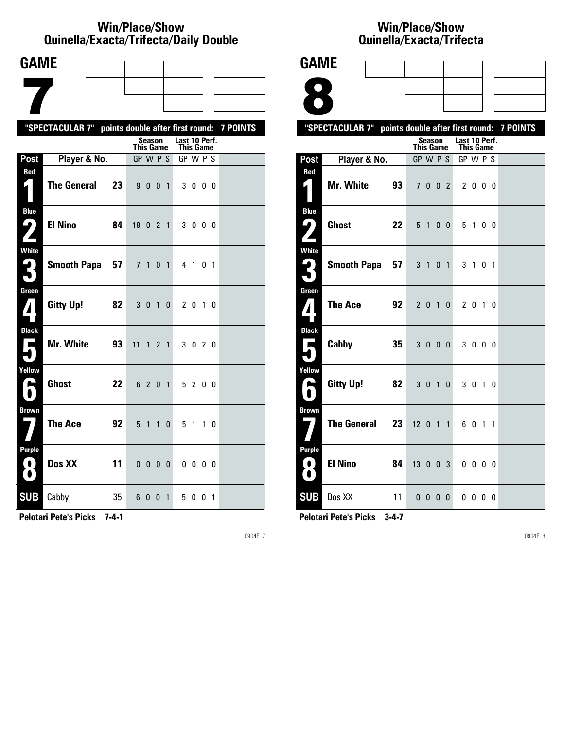# Win/Place/Show Quinella/Exacta/Trifecta/Daily Double

## GAME 7

"SPECTACULAR 7" points double after first round: 7 POINTS

| Post | Player & No. | | Season This Game GP W P S | Last 10 Perf. This Game GP W P S |
|---|---|---|---|---|
| Red 1 | The General | 23 | 9 0 0 1 | 3 0 0 0 |
| Blue 2 | El Nino | 84 | 18 0 2 1 | 3 0 0 0 |
| White 3 | Smooth Papa | 57 | 7 1 0 1 | 4 1 0 1 |
| Green 4 | Gitty Up! | 82 | 3 0 1 0 | 2 0 1 0 |
| Black 5 | Mr. White | 93 | 11 1 2 1 | 3 0 2 0 |
| Yellow 6 | Ghost | 22 | 6 2 0 1 | 5 2 0 0 |
| Brown 7 | The Ace | 92 | 5 1 1 0 | 5 1 1 0 |
| Purple 8 | Dos XX | 11 | 0 0 0 0 | 0 0 0 0 |
| SUB | Cabby | 35 | 6 0 0 1 | 5 0 0 1 |

**Pelotari Pete's Picks 7-4-1**

# Win/Place/Show Quinella/Exacta/Trifecta

## GAME 8

"SPECTACULAR 7" points double after first round: 7 POINTS

| Post | Player & No. | | Season This Game GP W P S | Last 10 Perf. This Game GP W P S |
|---|---|---|---|---|
| Red 1 | Mr. White | 93 | 7 0 0 2 | 2 0 0 0 |
| Blue 2 | Ghost | 22 | 5 1 0 0 | 5 1 0 0 |
| White 3 | Smooth Papa | 57 | 3 1 0 1 | 3 1 0 1 |
| Green 4 | The Ace | 92 | 2 0 1 0 | 2 0 1 0 |
| Black 5 | Cabby | 35 | 3 0 0 0 | 3 0 0 0 |
| Yellow 6 | Gitty Up! | 82 | 3 0 1 0 | 3 0 1 0 |
| Brown 7 | The General | 23 | 12 0 1 1 | 6 0 1 1 |
| Purple 8 | El Nino | 84 | 13 0 0 3 | 0 0 0 0 |
| SUB | Dos XX | 11 | 0 0 0 0 | 0 0 0 0 |

**Pelotari Pete's Picks 3-4-7**